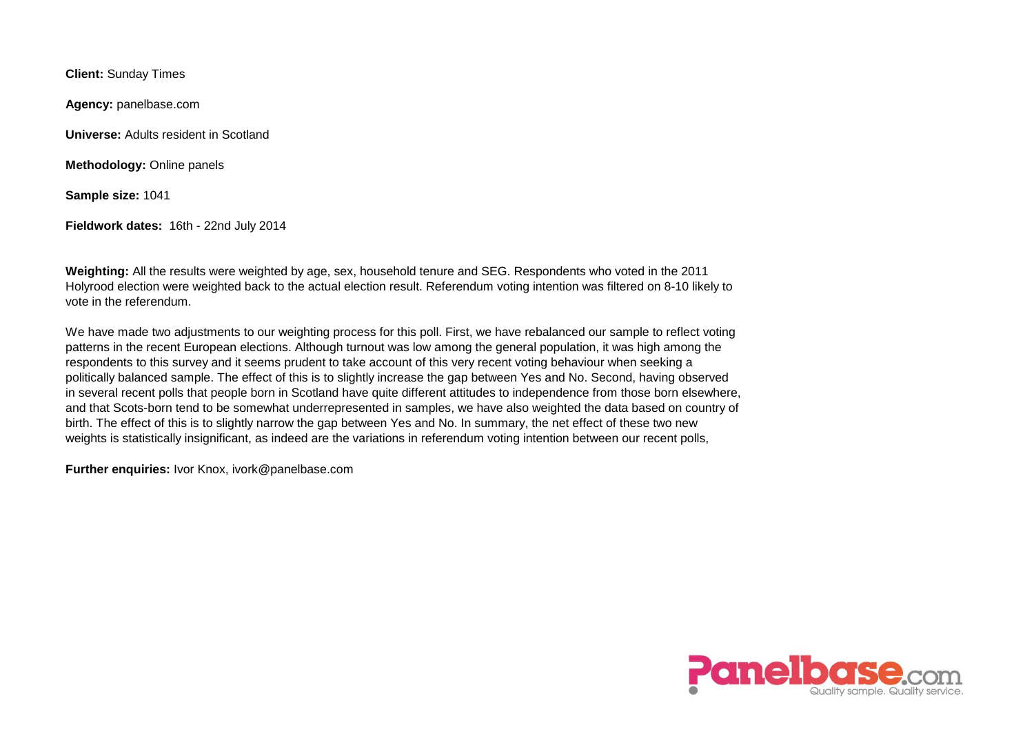**Client:** Sunday Times

**Agency:** panelbase.com

**Universe:** Adults resident in Scotland

**Methodology:** Online panels

**Sample size:** 1041

**Fieldwork dates:** 16th - 22nd July 2014

**Weighting:** All the results were weighted by age, sex, household tenure and SEG. Respondents who voted in the 2011 Holyrood election were weighted back to the actual election result. Referendum voting intention was filtered on 8-10 likely to vote in the referendum.

We have made two adjustments to our weighting process for this poll. First, we have rebalanced our sample to reflect voting patterns in the recent European elections. Although turnout was low among the general population, it was high among the respondents to this survey and it seems prudent to take account of this very recent voting behaviour when seeking a politically balanced sample. The effect of this is to slightly increase the gap between Yes and No. Second, having observed in several recent polls that people born in Scotland have quite different attitudes to independence from those born elsewhere, and that Scots-born tend to be somewhat underrepresented in samples, we have also weighted the data based on country of birth. The effect of this is to slightly narrow the gap between Yes and No. In summary, the net effect of these two new weights is statistically insignificant, as indeed are the variations in referendum voting intention between our recent polls,

**Further enquiries:** Ivor Knox, ivork@panelbase.com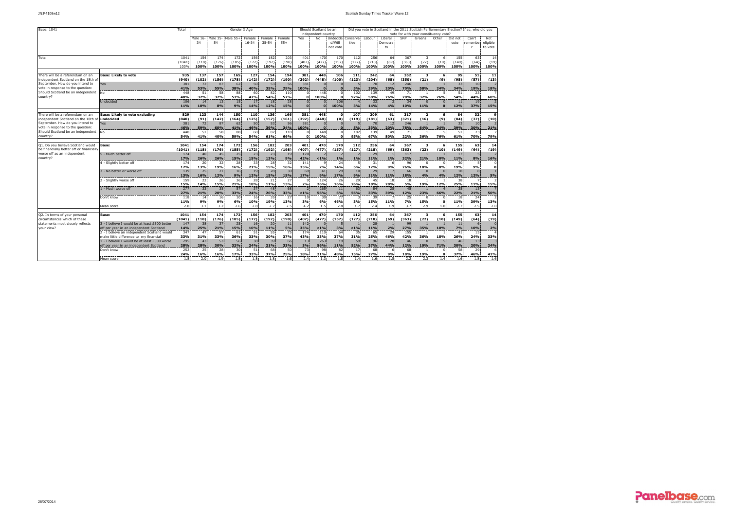| Base: 1041 | | Total | Gender X Age | | | | | | Should Scotland be an independent country | | | Did you vote in Scotland in the 2011 Scottish Parliamentary Election? If so, who did you vote for with your constituency vote? | | | | | | | | |
|---|---|---|---|---|---|---|---|---|---|---|---|---|---|---|---|---|---|---|---|---|
| | | | Male 16-34 | Male 35-54 | Male 55+ | Female 16-34 | Female 35-54 | Female 55+ | Yes | No | Undecided/Will not vote | Conservative | Labour | Liberal Democrats | SNP | Greens | Other | Did not vote | Can't remember | Not eligible to vote |
| Total | | 1041 | 154 | 174 | 172 | 156 | 182 | 203 | 401 | 470 | 170 | 112 | 256 | 64 | 367 | 3 | 6 | 155 | 63 | 14 |
| | | (1041) | (118) | (176) | (185) | (172) | (192) | (198) | (407) | (477) | (157) | (127) | (218) | (69) | (363) | (22) | (10) | (149) | (64) | (19) |
| | | 100% | 100% | 100% | 100% | 100% | 100% | 100% | 100% | 100% | 100% | 100% | 100% | 100% | 100% | 100% | 100% | 100% | 100% | 100% |
| There will be a referendum on an independent Scotland on the 18th of September. How do you intend to vote in response to the question: Should Scotland be an independent country? | **Base: Likely to vote** | **935** | **137** | **157** | **165** | **127** | **154** | **194** | **381** | **448** | **106** | **111** | **242** | **64** | **352** | **3** | **6** | **95** | **51** | **11** |
| | | **(940)** | **(102)** | **(156)** | **(178)** | **(142)** | **(172)** | **(190)** | **(392)** | **(448)** | **(100)** | **(123)** | **(204)** | **(68)** | **(350)** | **(21)** | **(9)** | **(95)** | **(57)** | **(13)** |
| | Yes | 381 | 72 | 87 | 62 | 50 | 53 | 56 | 381 | 0 | 0 | 5 | 70 | 12 | 246 | 1 | 1 | 33 | 10 | 2 |
| | | **41%** | **53%** | **55%** | **38%** | **40%** | **35%** | **29%** | **100%** | **0** | **0** | **5%** | **29%** | **20%** | **70%** | **58%** | **24%** | **34%** | **19%** | **18%** |
| | No | 448 | 51 | 58 | 88 | 60 | 82 | 110 | 0 | 448 | 0 | 102 | 139 | 49 | 71 | 1 | 5 | 51 | 23 | 7 |
| | | **48%** | **37%** | **37%** | **53%** | **47%** | **54%** | **57%** | **0** | **100%** | **0** | **92%** | **58%** | **76%** | **20%** | **32%** | **76%** | **54%** | **44%** | **68%** |
| | Undecided | 106 | 14 | 13 | 15 | 17 | 18 | 29 | 0 | 0 | 106 | 4 | 33 | 3 | 34 | 0 | 0 | 11 | 19 | 2 |
| | | **11%** | **10%** | **8%** | **9%** | **14%** | **12%** | **15%** | **0** | **0** | **100%** | **3%** | **14%** | **4%** | **10%** | **11%** | **0** | **12%** | **37%** | **15%** |
| There will be a referendum on an independent Scotland on the 18th of September. How do you intend to vote in response to the question: Should Scotland be an independent country? | **Base: Likely to vote excluding undecided** | **829** | **123** | **144** | **150** | **110** | **136** | **166** | **381** | **448** | **0** | **107** | **209** | **61** | **317** | **2** | **6** | **84** | **32** | **9** |
| | | **(840)** | **(91)** | **(142)** | **(164)** | **(125)** | **(157)** | **(161)** | **(392)** | **(448)** | **(0)** | **(119)** | **(181)** | **(63)** | **(321)** | **(16)** | **(9)** | **(84)** | **(37)** | **(10)** |
| | Yes | 381 | 72 | 87 | 62 | 50 | 53 | 56 | 381 | 0 | 0 | 5 | 70 | 12 | 246 | 1 | 1 | 33 | 10 | 2 |
| | | **46%** | **59%** | **60%** | **41%** | **46%** | **39%** | **34%** | **100%** | **0** | **0** | **5%** | **33%** | **20%** | **78%** | **64%** | **24%** | **39%** | **30%** | **21%** |
| | No | 448 | 51 | 58 | 88 | 60 | 82 | 110 | 0 | 448 | 0 | 102 | 139 | 49 | 71 | 1 | 5 | 51 | 23 | 7 |
| | | **54%** | **41%** | **40%** | **59%** | **54%** | **61%** | **66%** | **0** | **100%** | **0** | **95%** | **67%** | **80%** | **22%** | **36%** | **76%** | **61%** | **70%** | **79%** |
| Q1. Do you believe Scotland would be financially better off or financially worse off as an independent country? | **Base:** | **1041** | **154** | **174** | **172** | **156** | **182** | **203** | **401** | **470** | **170** | **112** | **256** | **64** | **367** | **3** | **6** | **155** | **63** | **14** |
| | | **(1041)** | **(118)** | **(176)** | **(185)** | **(172)** | **(192)** | **(198)** | **(407)** | **(477)** | **(157)** | **(127)** | **(218)** | **(69)** | **(363)** | **(22)** | **(10)** | **(149)** | **(64)** | **(19)** |
| | 5 - Much better off | 174 | 40 | 45 | 25 | 23 | 23 | 19 | 170 | 2 | 2 | 2 | 29 | 1 | 117 | 1 | 1 | 17 | 5 | 2 |
| | | **17%** | **26%** | **26%** | **15%** | **15%** | **13%** | **9%** | **42%** | **<1%** | **1%** | **1%** | **11%** | **1%** | **32%** | **21%** | **10%** | **11%** | **8%** | **16%** |
| | 4 - Slightly better off | 174 | 20 | 32 | 28 | 33 | 28 | 32 | 141 | 9 | 24 | 5 | 31 | 6 | 96 | 0 | 0 | 30 | 5 | 0 |
| | | **17%** | **13%** | **19%** | **16%** | **21%** | **15%** | **16%** | **35%** | **2%** | **14%** | **5%** | **12%** | **9%** | **26%** | **18%** | **8%** | **19%** | **9%** | **0** |
| | 3 - No better or worse off | 139 | 25 | 21 | 16 | 19 | 28 | 30 | 69 | 41 | 29 | 10 | 29 | 7 | 66 | 0 | 0 | 18 | 8 | 1 |
| | | **13%** | **16%** | **12%** | **9%** | **12%** | **15%** | **15%** | **17%** | **9%** | **17%** | **9%** | **11%** | **11%** | **18%** | **4%** | **4%** | **12%** | **12%** | **5%** |
| | 2 - Slightly worse off | 159 | 22 | 26 | 36 | 28 | 21 | 27 | 9 | 124 | 26 | 29 | 45 | 18 | 18 | 1 | 1 | 38 | 7 | 2 |
| | | **15%** | **14%** | **15%** | **21%** | **18%** | **11%** | **13%** | **2%** | **26%** | **16%** | **26%** | **18%** | **28%** | **5%** | **19%** | **12%** | **25%** | **11%** | **15%** |
| | 1 - Much worse off | 277 | 33 | 35 | 57 | 37 | 48 | 68 | 2 | 265 | 11 | 63 | 84 | 25 | 45 | 1 | 4 | 35 | 13 | 7 |
| | | **27%** | **21%** | **20%** | **33%** | **24%** | **26%** | **33%** | **<1%** | **56%** | **6%** | **56%** | **33%** | **39%** | **12%** | **23%** | **66%** | **22%** | **21%** | **50%** |
| | Don't know | 118 | 14 | 16 | 10 | 16 | 35 | 27 | 10 | 30 | 77 | 3 | 39 | 7 | 25 | 0 | 0 | 18 | 24 | 2 |
| | | **11%** | **9%** | **9%** | **6%** | **10%** | **19%** | **13%** | **3%** | **6%** | **46%** | **3%** | **15%** | **11%** | **7%** | **15%** | **0** | **11%** | **39%** | **13%** |
| | Mean score | 2.8 | 3.1 | 3.2 | 2.6 | 2.8 | 2.7 | 2.5 | 4.2 | 1.5 | 2.8 | 1.7 | 2.4 | 1.9 | 3.7 | 2.9 | 1.8 | 2.7 | 2.5 | 2.0 |
| Q2. In terms of your personal circumstances which of these statements most closely reflects your view? | **Base:** | **1041** | **154** | **174** | **172** | **156** | **182** | **203** | **401** | **470** | **170** | **112** | **256** | **64** | **367** | **3** | **6** | **155** | **63** | **14** |
| | | **(1041)** | **(118)** | **(176)** | **(185)** | **(172)** | **(192)** | **(198)** | **(407)** | **(477)** | **(157)** | **(127)** | **(218)** | **(69)** | **(363)** | **(22)** | **(10)** | **(149)** | **(64)** | **(19)** |
| | 3 - I believe I would be at least £500 better off per year in an independent Scotland | 147 | 38 | 37 | 25 | 16 | 20 | 11 | 142 | 0 | 5 | 1 | 28 | 1 | 99 | 1 | 1 | 11 | 6 | 0 |
| | | **14%** | **25%** | **21%** | **15%** | **10%** | **11%** | **5%** | **35%** | **<1%** | **3%** | **<1%** | **11%** | **2%** | **27%** | **35%** | **10%** | **7%** | **10%** | **2%** |
| | 2 - I believe an independent Scotland would make little difference to my financial | 347 | 47 | 57 | 61 | 51 | 55 | 75 | 174 | 110 | 64 | 35 | 65 | 29 | 155 | 1 | 1 | 41 | 15 | 4 |
| | | **33%** | **31%** | **33%** | **36%** | **33%** | **30%** | **37%** | **43%** | **23%** | **37%** | **31%** | **25%** | **46%** | **42%** | **36%** | **18%** | **26%** | **24%** | **33%** |
| | 1 - I believe I would be at least £500 worse off per year in an independent Scotland | 295 | 43 | 53 | 56 | 38 | 39 | 66 | 13 | 263 | 19 | 59 | 96 | 28 | 46 | 0 | 5 | 46 | 13 | 3 |
| | | **28%** | **28%** | **30%** | **32%** | **24%** | **21%** | **33%** | **3%** | **56%** | **11%** | **52%** | **37%** | **44%** | **12%** | **10%** | **71%** | **30%** | **20%** | **24%** |
| | Don't know | 252 | 25 | 28 | 30 | 51 | 68 | 50 | 73 | 98 | 82 | 17 | 68 | 6 | 68 | 1 | 0 | 58 | 29 | 6 |
| | | **24%** | **16%** | **16%** | **17%** | **33%** | **37%** | **25%** | **18%** | **21%** | **48%** | **15%** | **27%** | **9%** | **18%** | **19%** | **0** | **37%** | **46%** | **41%** |
| | Mean score | 1.8 | 2.0 | 1.9 | 1.8 | 1.8 | 1.8 | 1.6 | 2.4 | 1.3 | 1.8 | 1.4 | 1.6 | 1.5 | 2.2 | 2.3 | 1.4 | 1.6 | 1.8 | 1.6 |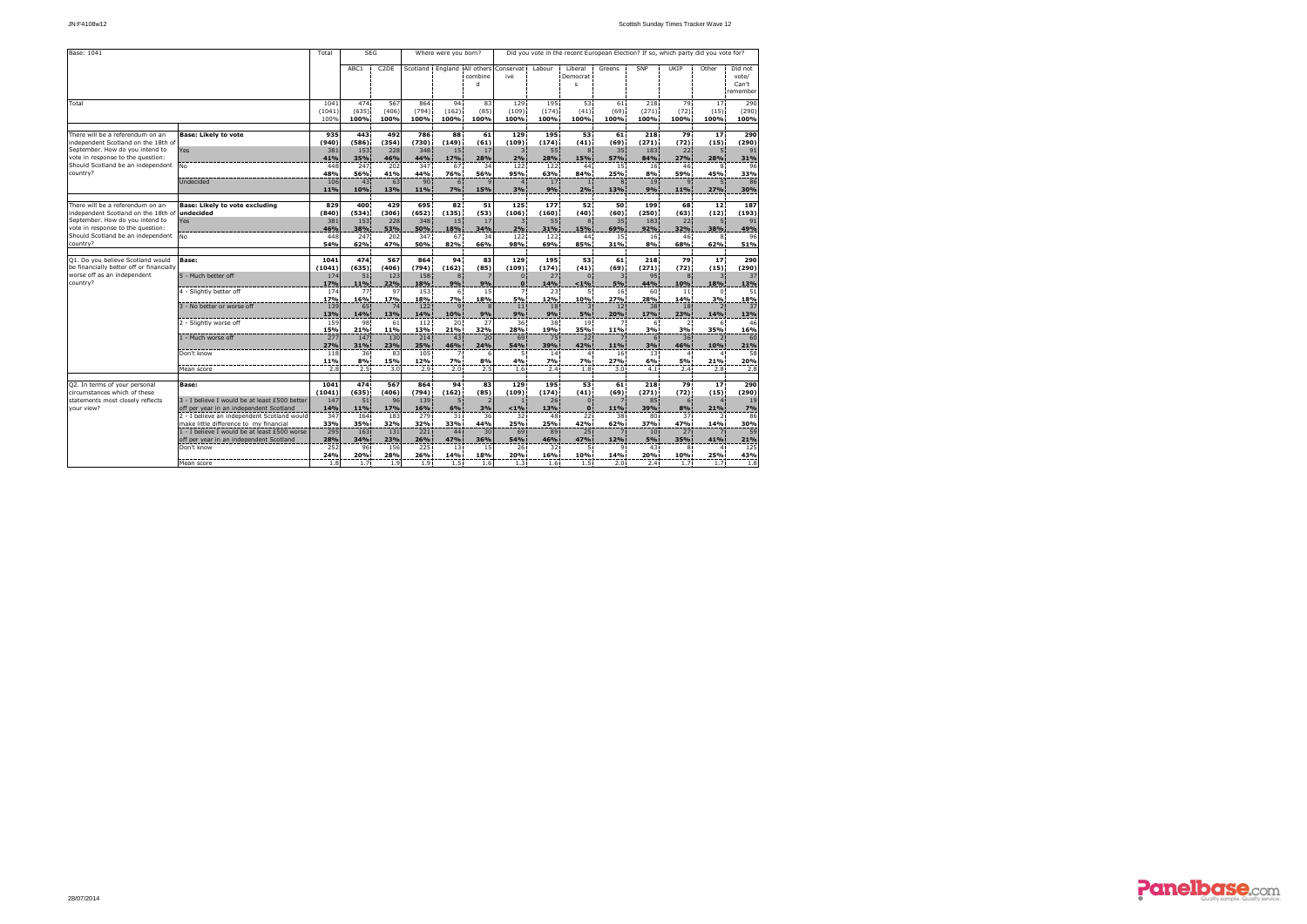| Base: 1041 | | Total | SEG | | Where were you born? | | | Did you vote in the recent European Election? If so, which party did you vote for? | | | | | | | |
|---|---|---|---|---|---|---|---|---|---|---|---|---|---|---|---|
| | | | ABC1 | C2DE | Scotland | England | All others combined | Conservative | Labour | Liberal Democrats | Greens | SNP | UKIP | Other | Did not vote/ Can't remember |
| Total | | 1041 (1041) 100% | 474 (635) 100% | 567 (406) 100% | 864 (794) 100% | 94 (162) 100% | 83 (85) 100% | 129 (109) 100% | 195 (174) 100% | 53 (41) 100% | 61 (69) 100% | 218 (271) 100% | 79 (72) 100% | 17 (15) 100% | 290 (290) 100% |
| There will be a referendum on an independent Scotland on the 18th of September. How do you intend to vote in response to the question: Should Scotland be an independent country? | **Base: Likely to vote** | **935 (940)** | **443 (586)** | **492 (354)** | **786 (730)** | **88 (149)** | **61 (61)** | **129 (109)** | **195 (174)** | **53 (41)** | **61 (69)** | **218 (271)** | **79 (72)** | **17 (15)** | **290 (290)** |
| | Yes | 381 41% | 153 35% | 228 46% | 348 44% | 15 17% | 17 28% | 3 2% | 55 28% | 8 15% | 35 57% | 183 84% | 22 27% | 5 28% | 91 31% |
| | No | 448 48% | 247 56% | 202 41% | 347 44% | 67 76% | 34 56% | 122 95% | 122 63% | 44 84% | 15 25% | 16 8% | 46 59% | 8 45% | 96 33% |
| | Undecided | 106 11% | 43 10% | 63 13% | 90 11% | 6 7% | 9 15% | 4 3% | 17 9% | 1 2% | 8 13% | 19 9% | 9 11% | 5 27% | 86 30% |
| There will be a referendum on an independent Scotland on the 18th of September. How do you intend to vote in response to the question: Should Scotland be an independent country? | **Base: Likely to vote excluding undecided** | **829 (840)** | **400 (534)** | **429 (306)** | **695 (652)** | **82 (135)** | **51 (53)** | **125 (106)** | **177 (160)** | **52 (40)** | **50 (60)** | **199 (250)** | **68 (63)** | **12 (12)** | **187 (193)** |
| | Yes | 381 46% | 153 38% | 228 53% | 348 50% | 15 18% | 17 34% | 3 2% | 55 31% | 8 15% | 35 69% | 183 92% | 22 32% | 5 38% | 91 49% |
| | No | 448 54% | 247 62% | 202 47% | 347 50% | 67 82% | 34 66% | 122 98% | 122 69% | 44 85% | 15 31% | 16 8% | 46 68% | 8 62% | 96 51% |
| Q1. Do you believe Scotland would be financially better off or financially worse off as an independent country? | **Base:** | **1041 (1041)** | **474 (635)** | **567 (406)** | **864 (794)** | **94 (162)** | **83 (85)** | **129 (109)** | **195 (174)** | **53 (41)** | **61 (69)** | **218 (271)** | **79 (72)** | **17 (15)** | **290 (290)** |
| | 5 - Much better off | 174 17% | 51 11% | 123 22% | 158 18% | 8 9% | 7 9% | 0 0 | 27 14% | 0 <1% | 3 5% | 95 44% | 8 10% | 3 18% | 37 13% |
| | 4 - Slightly better off | 174 17% | 77 16% | 97 17% | 153 18% | 6 7% | 15 18% | 7 5% | 23 12% | 5 10% | 16 27% | 60 28% | 11 14% | 0 3% | 51 18% |
| | 3 - No better or worse off | 139 13% | 65 14% | 74 13% | 122 14% | 9 10% | 8 9% | 11 9% | 18 9% | 3 5% | 12 20% | 38 17% | 18 23% | 2 14% | 37 13% |
| | 2 - Slightly worse off | 159 15% | 98 21% | 61 11% | 112 13% | 20 21% | 27 32% | 36 28% | 38 19% | 19 35% | 7 11% | 6 3% | 2 3% | 6 35% | 46 16% |
| | 1 - Much worse off | 277 27% | 147 31% | 130 23% | 214 25% | 43 46% | 20 24% | 69 54% | 75 39% | 22 42% | 7 11% | 6 3% | 36 46% | 2 10% | 60 21% |
| | Don't know | 118 11% | 36 8% | 83 15% | 105 12% | 7 7% | 6 8% | 5 4% | 14 7% | 4 7% | 16 27% | 13 6% | 4 5% | 4 21% | 58 20% |
| | Mean score | 2.8 | 2.5 | 3.0 | 2.9 | 2.0 | 2.5 | 1.6 | 2.4 | 1.8 | 3.0 | 4.1 | 2.4 | 2.8 | 2.8 |
| Q2. In terms of your personal circumstances which of these statements most closely reflects your view? | **Base:** | **1041 (1041)** | **474 (635)** | **567 (406)** | **864 (794)** | **94 (162)** | **83 (85)** | **129 (109)** | **195 (174)** | **53 (41)** | **61 (69)** | **218 (271)** | **79 (72)** | **17 (15)** | **290 (290)** |
| | 3 - I believe I would be at least £500 better off per year in an independent Scotland | 147 14% | 51 11% | 96 17% | 139 16% | 5 6% | 2 3% | 1 <1% | 26 13% | 0 0 | 7 11% | 85 39% | 6 8% | 4 21% | 19 7% |
| | 2 - I believe an independent Scotland would make little difference to my financial | 347 33% | 164 35% | 183 32% | 279 32% | 31 33% | 36 44% | 32 25% | 48 25% | 22 42% | 38 62% | 80 37% | 37 47% | 2 14% | 86 30% |
| | 1 - I believe I would be at least £500 worse off per year in an independent Scotland | 295 28% | 163 34% | 131 23% | 221 26% | 44 47% | 30 36% | 69 54% | 89 46% | 25 47% | 7 12% | 10 5% | 27 35% | 7 41% | 59 21% |
| | Don't know | 252 24% | 96 20% | 156 28% | 225 26% | 13 14% | 15 18% | 26 20% | 32 16% | 5 10% | 9 14% | 43 20% | 8 10% | 4 25% | 125 43% |
| | Mean score | 1.8 | 1.7 | 1.9 | 1.9 | 1.5 | 1.6 | 1.3 | 1.6 | 1.5 | 2.0 | 2.4 | 1.7 | 1.7 | 1.8 |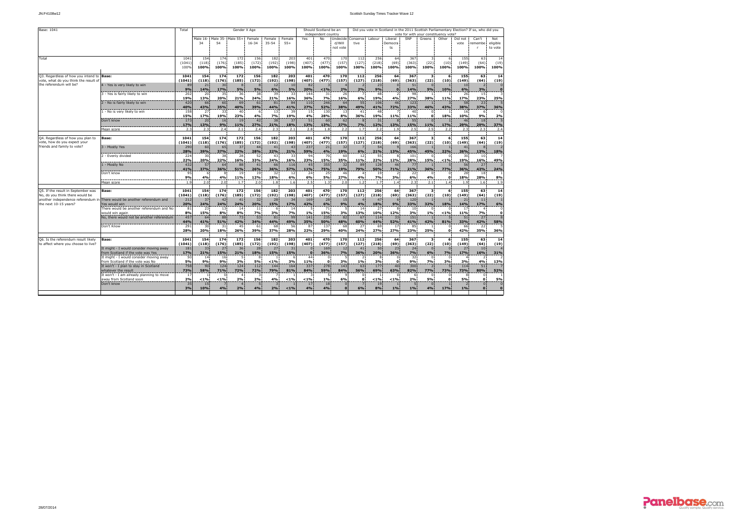Base: 1041

| | | Total | Gender X Age | | | | | | Should Scotland be an independent country | | | Did you vote in Scotland in the 2011 Scottish Parliamentary Election? If so, who did you vote for with your constituency vote? | | | | | | | | |
|---|---|---|---|---|---|---|---|---|---|---|---|---|---|---|---|---|---|---|---|---|
| | | | Male 16-34 | Male 35-54 | Male 55+ | Female 16-34 | Female 35-54 | Female 55+ | Yes | No | Undecided/Will not vote | Conservative | Labour | Liberal Democrats | SNP | Greens | Other | Did not vote | Can't remember | Not eligible to vote |
| Total | | 1041 (1041) 100% | 154 (118) 100% | 174 (176) 100% | 172 (185) 100% | 156 (172) 100% | 182 (192) 100% | 203 (198) 100% | 401 (407) 100% | 470 (477) 100% | 170 (157) 100% | 112 (127) 100% | 256 (218) 100% | 64 (69) 100% | 367 (363) 100% | 3 (22) 100% | 6 (10) 100% | 155 (149) 100% | 63 (64) 100% | 14 (19) 100% |
| Q3. Regardless of how you intend to vote, what do you think the result of the referendum will be? | Base: | 1041 (1041) | 154 (118) | 174 (176) | 172 (185) | 156 (172) | 182 (192) | 203 (198) | 401 (407) | 470 (477) | 170 (157) | 112 (127) | 256 (218) | 64 (69) | 367 (363) | 3 (22) | 6 (10) | 155 (149) | 63 (64) | 14 (19) |
| | 4 - Yes is very likely to win | 89 9% | 21 14% | 30 17% | 8 5% | 8 5% | 12 6% | 10 5% | 82 20% | 3 <1% | 4 2% | 2 2% | 23 9% | 0 0 | 51 14% | 0 5% | 1 10% | 10 6% | 2 3% | 0 0 |
| | 3 - Yes is fairly likely to win | 202 19% | 20 13% | 35 20% | 36 21% | 38 24% | 39 21% | 33 16% | 144 36% | 31 7% | 26 16% | 7 6% | 48 19% | 2 4% | 98 27% | 1 38% | 1 11% | 26 17% | 15 23% | 3 25% |
| | 2 - No is fairly likely to win | 420 40% | 66 43% | 60 35% | 69 40% | 61 39% | 81 44% | 84 41% | 110 27% | 246 52% | 64 38% | 55 49% | 106 41% | 46 72% | 123 33% | 1 46% | 3 43% | 58 38% | 23 37% | 5 36% |
| | 1 - No is very likely to win | 158 15% | 27 17% | 33 19% | 40 23% | 6 4% | 13 7% | 39 19% | 15 4% | 130 28% | 13 8% | 41 36% | 48 19% | 7 11% | 40 11% | 0 0 | 1 18% | 16 10% | 6 9% | 0 2% |
| | Don't know | 173 17% | 20 13% | 16 9% | 19 11% | 42 27% | 38 21% | 37 18% | 51 13% | 60 13% | 62 37% | 8 7% | 31 12% | 8 13% | 55 15% | 0 11% | 1 17% | 46 29% | 18 29% | 5 37% |
| | Mean score | 2.3 | 2.3 | 2.4 | 2.1 | 2.4 | 2.3 | 2.1 | 2.8 | 1.8 | 2.2 | 1.7 | 2.2 | 1.9 | 2.5 | 2.5 | 2.2 | 2.3 | 2.3 | 2.4 |
| Q4. Regardless of how you plan to vote, how do you expect your friends and family to vote? | Base: | 1041 (1041) | 154 (118) | 174 (176) | 172 (185) | 156 (172) | 182 (192) | 203 (198) | 401 (407) | 470 (477) | 170 (157) | 112 (127) | 256 (218) | 64 (69) | 367 (363) | 3 (22) | 6 (10) | 155 (149) | 63 (64) | 14 (19) |
| | 3 - Mostly Yes | 290 28% | 60 39% | 65 37% | 37 22% | 44 28% | 41 22% | 43 21% | 237 59% | 21 4% | 32 19% | 7 6% | 54 21% | 9 13% | 166 45% | 1 45% | 1 22% | 41 26% | 8 13% | 2 18% |
| | 2 - Evenly divided | 224 22% | 30 20% | 38 22% | 28 16% | 52 33% | 43 24% | 33 16% | 94 23% | 70 15% | 60 35% | 12 11% | 55 22% | 8 12% | 101 28% | 0 15% | 0 <1% | 30 19% | 10 16% | 7 49% |
| | 1 - Mostly No | 432 41% | 57 37% | 64 36% | 88 51% | 41 26% | 66 36% | 116 57% | 45 11% | 355 75% | 32 19% | 89 79% | 128 50% | 46 71% | 77 21% | 1 36% | 5 77% | 56 36% | 27 43% | 3 24% |
| | Don't know | 95 9% | 6 4% | 8 4% | 19 11% | 19 12% | 32 18% | 12 6% | 24 6% | 25 5% | 46 27% | 4 4% | 19 7% | 2 3% | 22 6% | 0 4% | 0 0 | 28 18% | 18 28% | 1 8% |
| | Mean score | 1.9 | 2.0 | 2.0 | 1.7 | 2.0 | 1.8 | 1.6 | 2.5 | 1.3 | 2.0 | 1.2 | 1.7 | 1.4 | 2.3 | 2.1 | 1.4 | 1.9 | 1.6 | 1.9 |
| Q5. If the result in September was No, do you think there would be another independence referendum in the next 10-15 years? | Base: | 1041 (1041) | 154 (118) | 174 (176) | 172 (185) | 156 (172) | 182 (192) | 203 (198) | 401 (407) | 470 (477) | 170 (157) | 112 (127) | 256 (218) | 64 (69) | 367 (363) | 3 (22) | 6 (10) | 155 (149) | 63 (64) | 14 (19) |
| | There would be another referendum and Yes would win | 212 20% | 37 24% | 42 24% | 41 24% | 32 20% | 28 15% | 34 17% | 169 42% | 28 6% | 15 9% | 4 4% | 47 18% | 6 9% | 120 33% | 1 32% | 1 18% | 21 14% | 11 17% | 1 6% |
| | There would be another referendum and No would win again | 81 8% | 23 15% | 13 8% | 14 8% | 11 7% | 6 3% | 14 7% | 5 1% | 71 15% | 5 3% | 14 13% | 27 10% | 8 12% | 10 3% | 0 1% | 0 <1% | 17 11% | 4 7% | 0 0 |
| | No, there would not be another referendum | 457 44% | 64 41% | 88 51% | 73 42% | 53 34% | 81 44% | 99 49% | 141 35% | 235 50% | 82 48% | 67 60% | 114 44% | 33 52% | 151 41% | 1 42% | 5 81% | 51 33% | 27 42% | 8 58% |
| | Don't Know | 291 28% | 30 20% | 31 18% | 45 26% | 61 39% | 68 37% | 56 28% | 87 22% | 137 29% | 68 40% | 27 24% | 69 27% | 17 27% | 85 23% | 1 25% | 0 0 | 66 42% | 22 35% | 5 36% |
| Q6. Is the referendum result likely to affect where you choose to live? | Base: | 1041 (1041) | 154 (118) | 174 (176) | 172 (185) | 156 (172) | 182 (192) | 203 (198) | 401 (407) | 470 (477) | 170 (157) | 112 (127) | 256 (218) | 64 (69) | 367 (363) | 3 (22) | 6 (10) | 155 (149) | 63 (64) | 14 (19) |
| | It might - I would consider moving away from Scotland if the vote was Yes | 181 17% | 33 21% | 27 15% | 36 21% | 28 18% | 27 15% | 31 15% | 0 0 | 169 36% | 12 7% | 41 36% | 50 20% | 23 36% | 24 7% | 0 6% | 0 7% | 27 17% | 10 16% | 4 31% |
| | It might - I would consider moving away from Scotland if the vote was No | 50 5% | 14 9% | 16 9% | 5 3% | 8 5% | 1 <1% | 6 3% | 44 11% | 0 0 | 5 3% | 2 1% | 8 3% | 0 0 | 32 9% | 0 7% | 0 3% | 4 3% | 2 4% | 2 13% |
| | It won't - I plan to stay in Scotland whatever the result | 758 73% | 90 58% | 124 71% | 124 72% | 112 72% | 144 79% | 164 81% | 337 84% | 278 59% | 143 84% | 63 56% | 177 69% | 40 63% | 300 82% | 2 77% | 5 73% | 114 73% | 51 80% | 7 52% |
| | It won't - I am already planning to move away from Scotland soon | 17 2% | 1 <1% | 0 <1% | 4 2% | 3 2% | 7 4% | 1 <1% | 3 <1% | 5 1% | 9 6% | 0 0 | 1 <1% | 0 <1% | 6 2% | 0 5% | 0 0 | 8 5% | 0 0 | 1 5% |
| | Don't know | 35 3% | 15 10% | 7 4% | 4 2% | 5 4% | 3 2% | 1 <1% | 17 4% | 18 4% | 0 0 | 7 6% | 19 8% | 1 1% | 5 1% | 0 4% | 1 17% | 2 1% | 0 0 | 0 0 |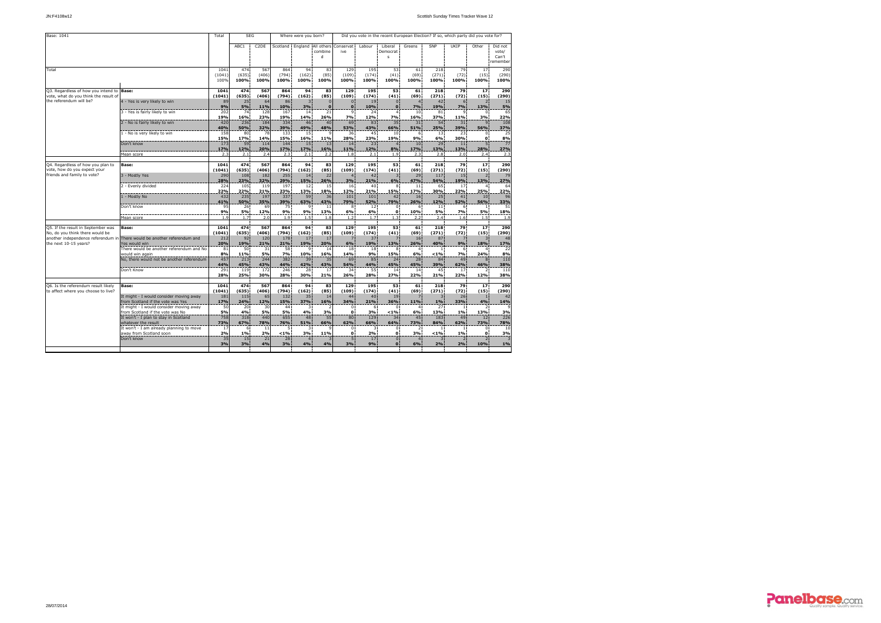| Base: 1041 | | Total | SEG | | Where were you born? | | | Did you vote in the recent European Election? If so, which party did you vote for? | | | | | | | |
|---|---|---|---|---|---|---|---|---|---|---|---|---|---|---|---|
| | | | ABC1 | C2DE | Scotland | England | All others combined | Conservative | Labour | Liberal Democrats | Greens | SNP | UKIP | Other | Did not vote/ Can't remember |
| Total | | 1041 (1041) 100% | 474 (635) 100% | 567 (406) 100% | 864 (794) 100% | 94 (162) 100% | 83 (85) 100% | 129 (109) 100% | 195 (174) 100% | 53 (41) 100% | 61 (69) 100% | 218 (271) 100% | 79 (72) 100% | 17 (15) 100% | 290 (290) 100% |
| Q3. Regardless of how you intend to vote, what do you think the result of the referendum will be? | Base: | 1041 (1041) | 474 (635) | 567 (406) | 864 (794) | 94 (162) | 83 (85) | 129 (109) | 195 (174) | 53 (41) | 61 (69) | 218 (271) | 79 (72) | 17 (15) | 290 (290) |
| | 4 - Yes is very likely to win | 89 9% | 25 5% | 64 11% | 86 10% | 3 3% | 0 0 | 0 0 | 19 10% | 0 0 | 4 7% | 42 19% | 6 7% | 2 13% | 15 5% |
| | 3 - Yes is fairly likely to win | 202 19% | 74 16% | 128 23% | 167 19% | 14 14% | 21 26% | 9 7% | 24 12% | 4 7% | 10 16% | 81 37% | 9 11% | 0 3% | 65 22% |
| | 2 - No is fairly likely to win | 420 40% | 236 50% | 184 32% | 334 39% | 46 49% | 40 48% | 69 53% | 83 43% | 35 66% | 31 51% | 54 25% | 31 39% | 9 56% | 108 37% |
| | 1 - No is very likely to win | 158 15% | 80 17% | 78 14% | 133 15% | 15 16% | 9 11% | 36 28% | 45 23% | 10 19% | 6 9% | 13 6% | 23 30% | 0 0 | 25 8% |
| | Don't know | 173 17% | 59 12% | 114 20% | 144 17% | 15 17% | 13 16% | 14 11% | 23 12% | 4 8% | 10 17% | 29 13% | 11 13% | 5 28% | 77 27% |
| | Mean score | 2.3 | 2.1 | 2.4 | 2.3 | 2.1 | 2.2 | 1.8 | 2.1 | 1.9 | 2.3 | 2.8 | 2.0 | 2.4 | 2.3 |
| Q4. Regardless of how you plan to vote, how do you expect your friends and family to vote? | Base: | 1041 (1041) | 474 (635) | 567 (406) | 864 (794) | 94 (162) | 83 (85) | 129 (109) | 195 (174) | 53 (41) | 61 (69) | 218 (271) | 79 (72) | 17 (15) | 290 (290) |
| | 3 - Mostly Yes | 290 28% | 108 23% | 182 32% | 255 29% | 14 15% | 22 26% | 4 3% | 42 21% | 3 6% | 29 47% | 117 54% | 15 19% | 2 13% | 79 27% |
| | 2 - Evenly divided | 224 22% | 105 22% | 119 21% | 197 23% | 12 13% | 15 18% | 16 12% | 40 21% | 8 15% | 11 17% | 65 30% | 17 22% | 4 25% | 64 22% |
| | 1 - Mostly No | 432 41% | 235 50% | 197 35% | 337 39% | 59 63% | 36 43% | 101 79% | 101 52% | 42 79% | 16 26% | 25 12% | 41 52% | 10 56% | 96 33% |
| | Don't know | 95 9% | 26 5% | 69 12% | 75 9% | 9 9% | 11 13% | 8 6% | 12 6% | 0 0 | 6 10% | 11 5% | 6 7% | 1 5% | 51 18% |
| | Mean score | 1.9 | 1.7 | 2.0 | 1.9 | 1.5 | 1.8 | 1.2 | 1.7 | 1.3 | 2.2 | 2.4 | 1.6 | 1.5 | 1.9 |
| Q5. If the result in September was No, do you think there would be another independence referendum in the next 10-15 years? | Base: | 1041 (1041) | 474 (635) | 567 (406) | 864 (794) | 94 (162) | 83 (85) | 129 (109) | 195 (174) | 53 (41) | 61 (69) | 218 (271) | 79 (72) | 17 (15) | 290 (290) |
| | There would be another referendum and Yes would win | 212 20% | 92 19% | 120 21% | 178 21% | 17 19% | 17 20% | 7 6% | 37 19% | 7 13% | 16 26% | 87 40% | 7 9% | 3 18% | 48 17% |
| | There would be another referendum and No would win again | 81 8% | 50 11% | 31 5% | 58 7% | 9 10% | 14 16% | 18 14% | 18 9% | 8 15% | 4 6% | 1 <1% | 6 7% | 4 24% | 22 8% |
| | No, there would not be another referendum | 457 44% | 213 45% | 244 43% | 382 44% | 39 42% | 35 43% | 69 54% | 85 44% | 24 45% | 28 45% | 84 39% | 49 62% | 8 46% | 110 38% |
| | Don't Know | 291 28% | 119 25% | 172 30% | 246 28% | 28 30% | 17 21% | 34 26% | 55 28% | 14 27% | 14 22% | 45 21% | 17 22% | 2 12% | 110 38% |
| Q6. Is the referendum result likely to affect where you choose to live? | Base: | 1041 (1041) | 474 (635) | 567 (406) | 864 (794) | 94 (162) | 83 (85) | 129 (109) | 195 (174) | 53 (41) | 61 (69) | 218 (271) | 79 (72) | 17 (15) | 290 (290) |
| | It might - I would consider moving away from Scotland if the vote was Yes | 181 17% | 115 24% | 65 12% | 132 15% | 35 37% | 14 16% | 44 34% | 40 21% | 19 36% | 7 11% | 3 1% | 26 33% | 1 4% | 42 14% |
| | It might - I would consider moving away from Scotland if the vote was No | 50 5% | 20 4% | 30 5% | 44 5% | 3 4% | 2 3% | 0 0 | 6 3% | 0 <1% | 4 6% | 27 13% | 1 1% | 2 13% | 9 3% |
| | It won't - I plan to stay in Scotland whatever the result | 758 73% | 318 67% | 440 78% | 655 76% | 48 51% | 55 66% | 80 62% | 129 66% | 34 64% | 45 73% | 183 84% | 49 62% | 12 73% | 226 78% |
| | It won't - I am already planning to move away from Scotland soon | 17 2% | 6 1% | 11 2% | 5 <1% | 3 3% | 9 11% | 0 0 | 3 2% | 0 0 | 2 3% | 1 <1% | 1 1% | 0 0 | 10 3% |
| | Don't know | 35 3% | 15 3% | 21 4% | 28 3% | 4 4% | 3 4% | 5 3% | 17 9% | 0 0 | 4 6% | 3 2% | 2 2% | 2 10% | 3 1% |